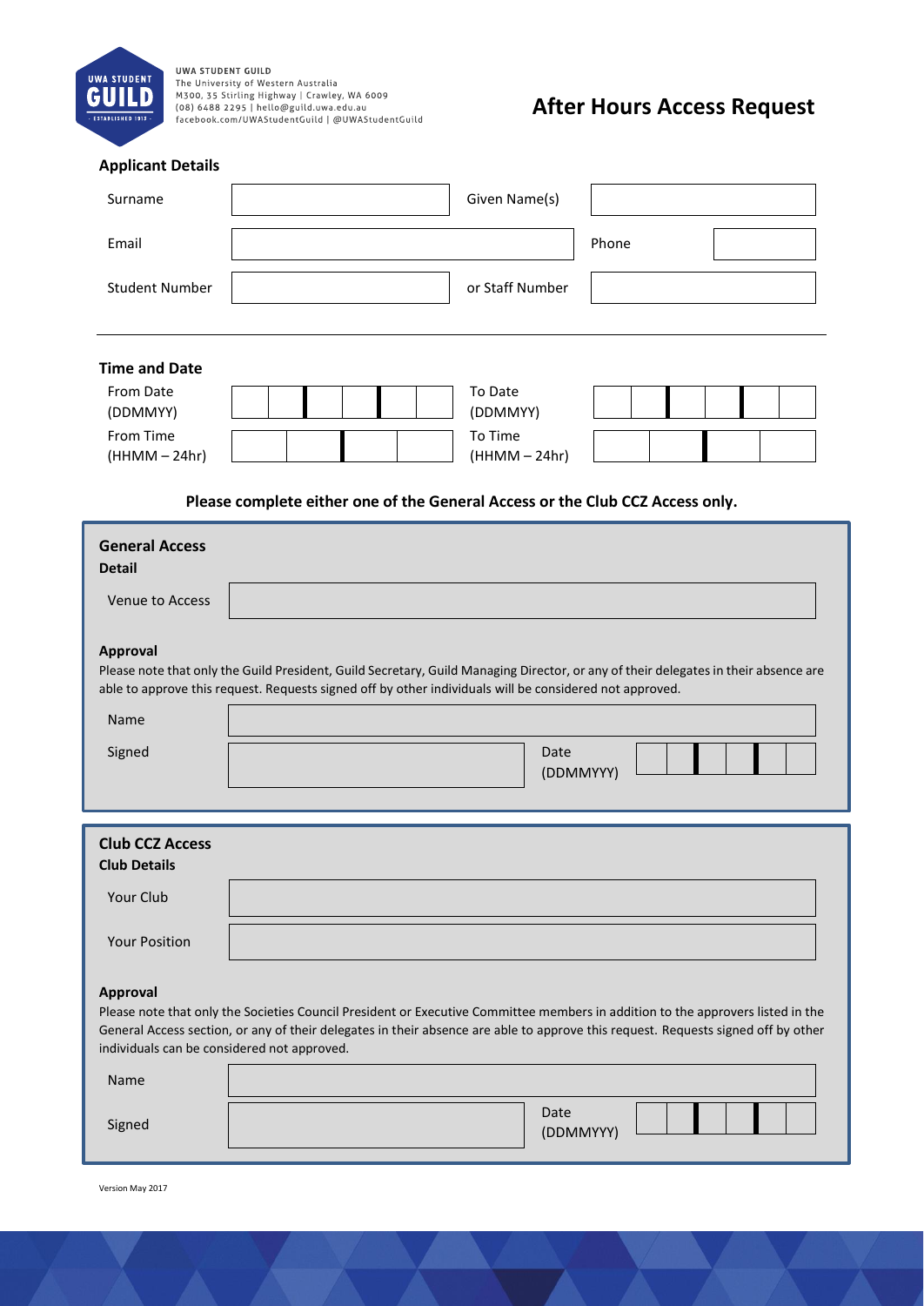UWA STUDENT GUILD
The University of Western Australia
M300, 35 Stirling Highway | Crawley, WA 6009
(08) 6488 2295 | hello@guild.uwa.edu.au
facebook.com/UWAStudentGuild | @UWAStudentGuild

# After Hours Access Request

## Applicant Details

| | | | |
|---|---|---|---|
| Surname | | Given Name(s) | |
| Email | | Phone | |
| Student Number | | or Staff Number | |

## Time and Date

| | | | |
|---|---|---|---|
| From Date (DDMMYY) | | To Date (DDMMYY) | |
| From Time (HHMM – 24hr) | | To Time (HHMM – 24hr) | |

**Please complete either one of the General Access or the Club CCZ Access only.**

## General Access

**Detail**

| | |
|---|---|
| Venue to Access | |

**Approval**

Please note that only the Guild President, Guild Secretary, Guild Managing Director, or any of their delegates in their absence are able to approve this request. Requests signed off by other individuals will be considered not approved.

| | | | |
|---|---|---|---|
| Name | | | |
| Signed | | Date (DDMMYYY) | |

## Club CCZ Access

**Club Details**

| | |
|---|---|
| Your Club | |
| Your Position | |

**Approval**

Please note that only the Societies Council President or Executive Committee members in addition to the approvers listed in the General Access section, or any of their delegates in their absence are able to approve this request. Requests signed off by other individuals can be considered not approved.

| | | | |
|---|---|---|---|
| Name | | | |
| Signed | | Date (DDMMYYY) | |

Version May 2017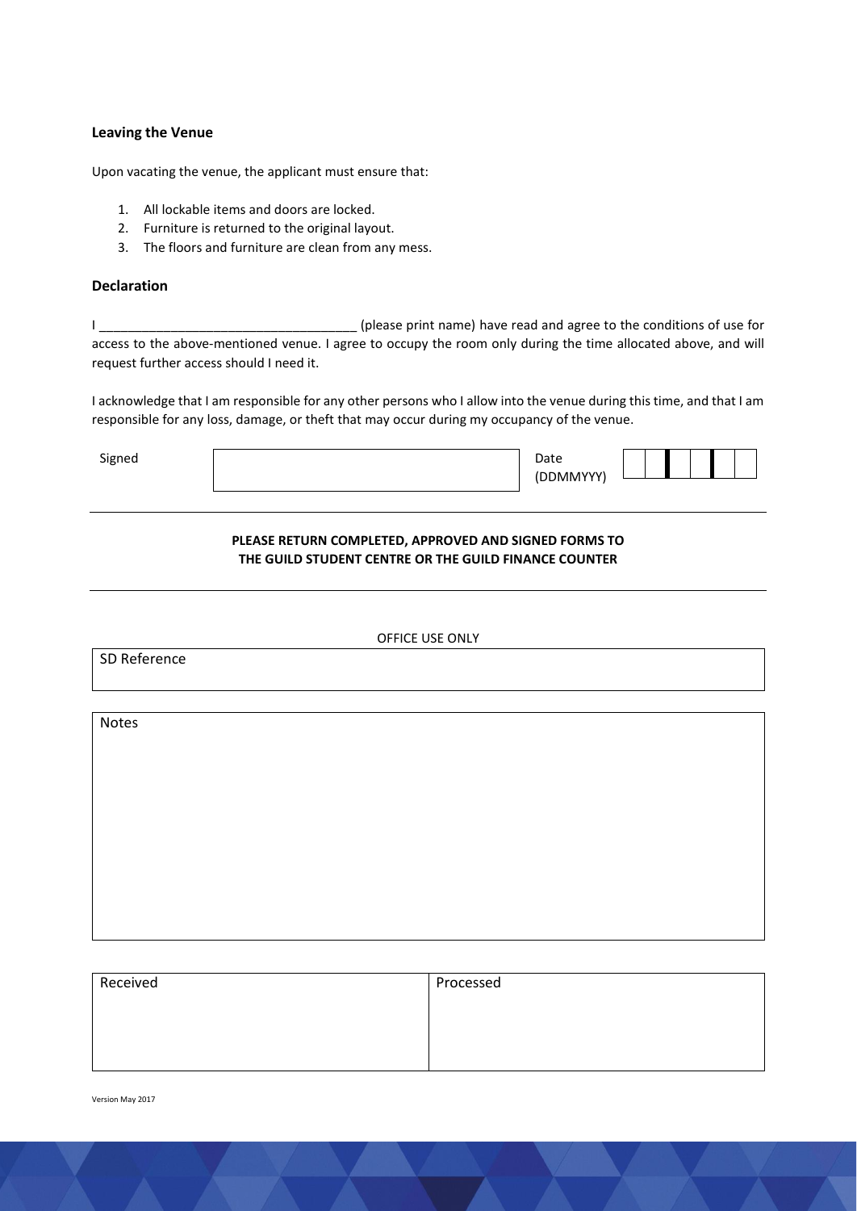### Leaving the Venue

Upon vacating the venue, the applicant must ensure that:

1. All lockable items and doors are locked.
2. Furniture is returned to the original layout.
3. The floors and furniture are clean from any mess.

### Declaration

I ___________________________________ (please print name) have read and agree to the conditions of use for access to the above-mentioned venue. I agree to occupy the room only during the time allocated above, and will request further access should I need it.

I acknowledge that I am responsible for any other persons who I allow into the venue during this time, and that I am responsible for any loss, damage, or theft that may occur during my occupancy of the venue.

| | | | |
|---|---|---|---|
| Signed | | Date (DDMMYYY) | |

**PLEASE RETURN COMPLETED, APPROVED AND SIGNED FORMS TO THE GUILD STUDENT CENTRE OR THE GUILD FINANCE COUNTER**

OFFICE USE ONLY

| |
|---|
| SD Reference |

| |
|---|
| Notes |

| Received | Processed |
|---|---|
| | |

Version May 2017